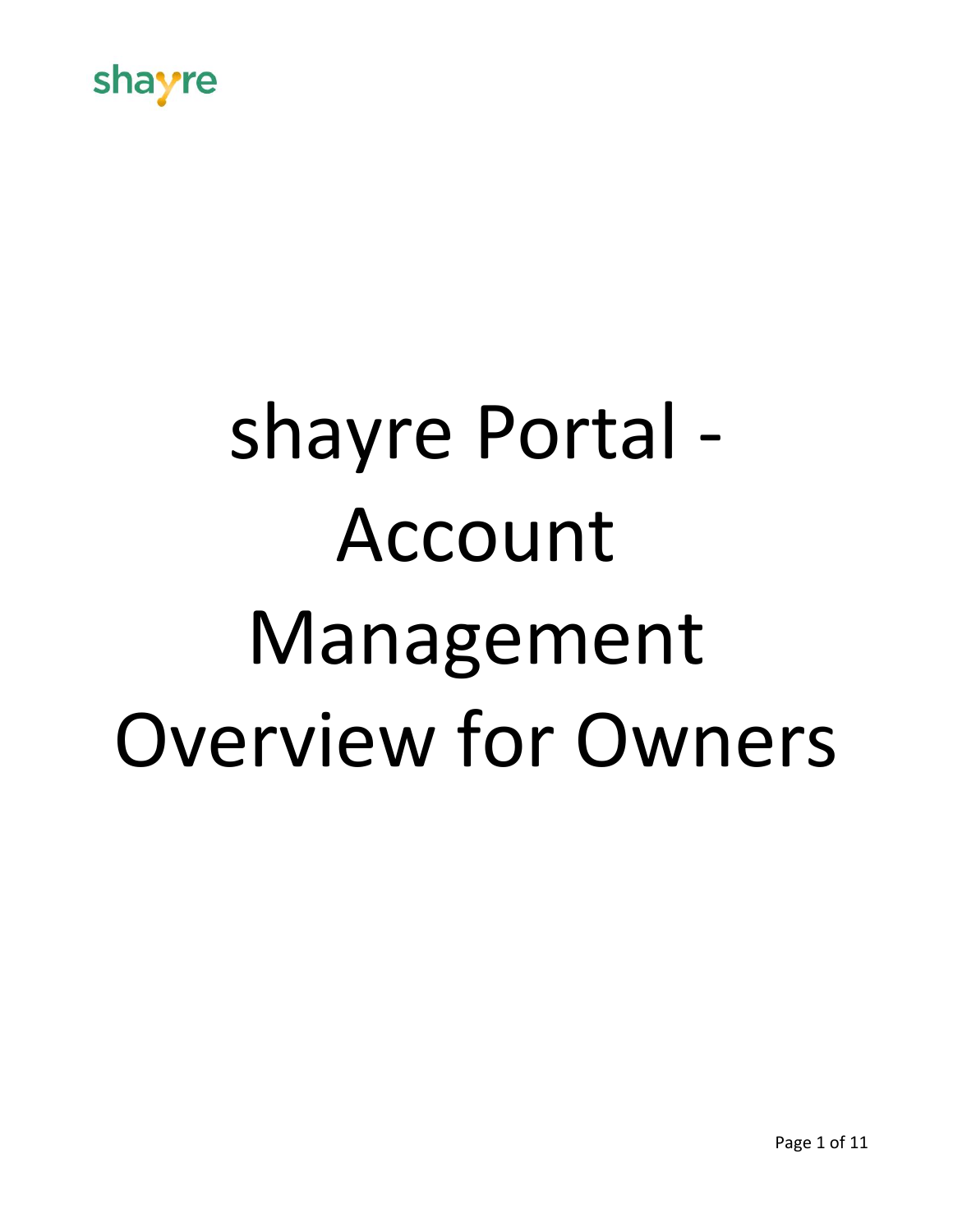shayre

# shayre Portal - Account Management Overview for Owners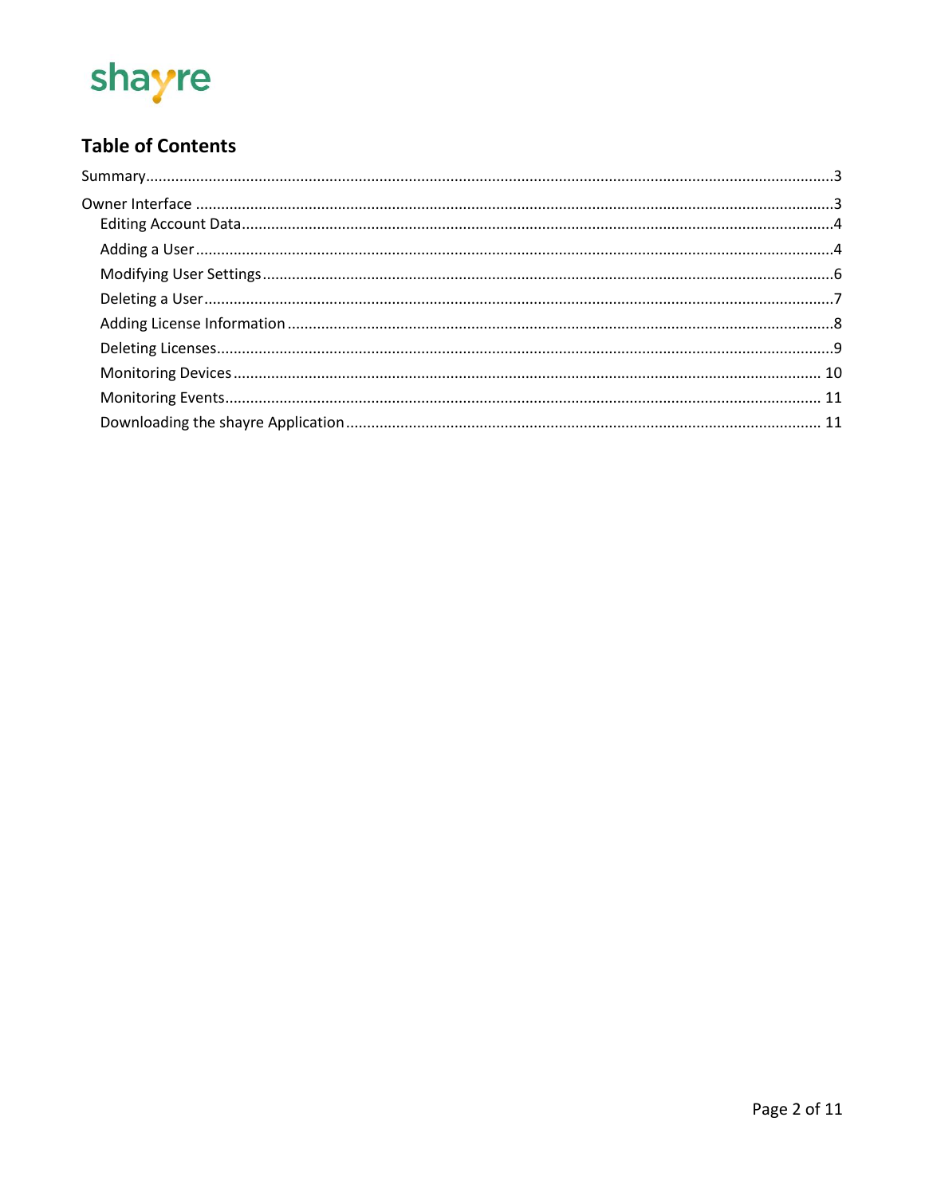shayre

## Table of Contents

Summary....3

Owner Interface....3

- Editing Account Data....4
- Adding a User....4
- Modifying User Settings....6
- Deleting a User....7
- Adding License Information....8
- Deleting Licenses....9
- Monitoring Devices....10
- Monitoring Events....11
- Downloading the shayre Application....11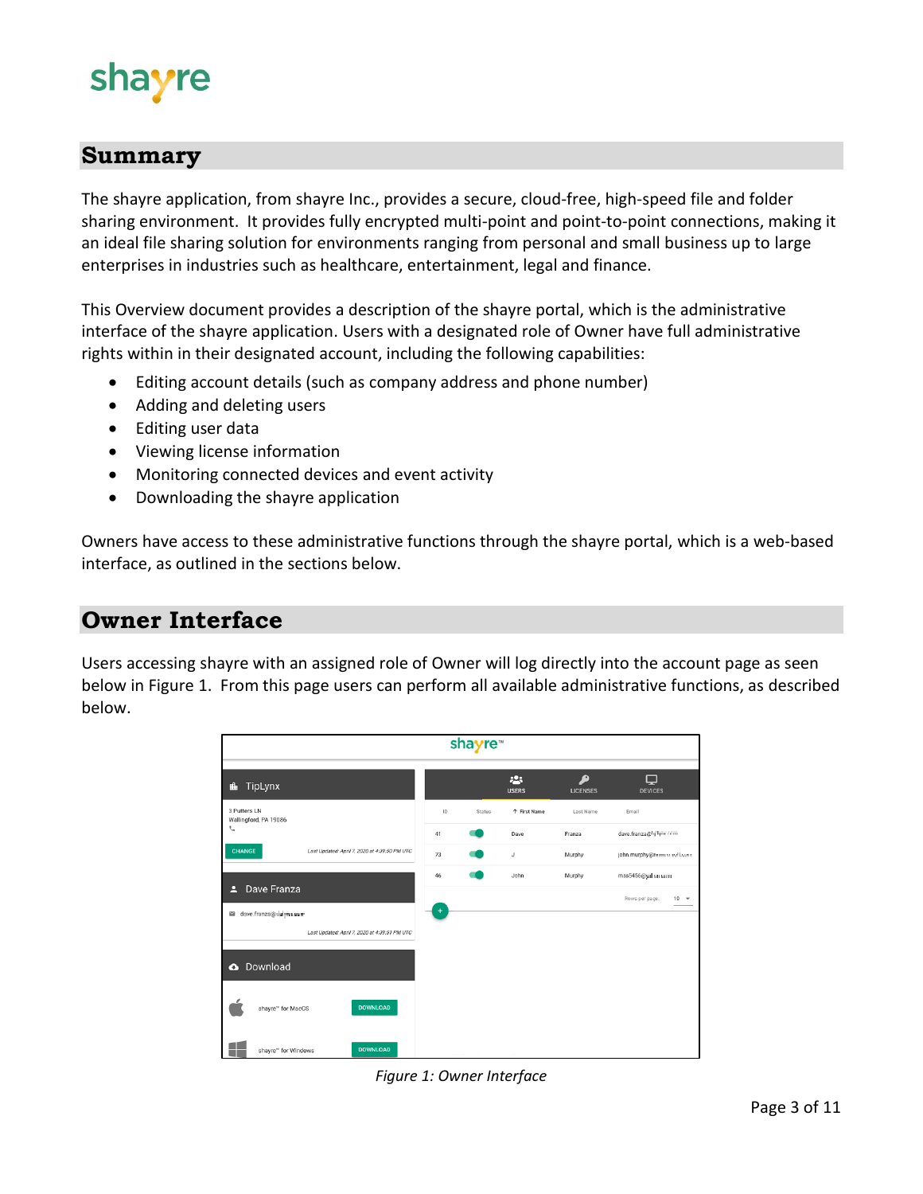# Summary

The shayre application, from shayre Inc., provides a secure, cloud-free, high-speed file and folder sharing environment. It provides fully encrypted multi-point and point-to-point connections, making it an ideal file sharing solution for environments ranging from personal and small business up to large enterprises in industries such as healthcare, entertainment, legal and finance.

This Overview document provides a description of the shayre portal, which is the administrative interface of the shayre application. Users with a designated role of Owner have full administrative rights within in their designated account, including the following capabilities:

- Editing account details (such as company address and phone number)
- Adding and deleting users
- Editing user data
- Viewing license information
- Monitoring connected devices and event activity
- Downloading the shayre application

Owners have access to these administrative functions through the shayre portal, which is a web-based interface, as outlined in the sections below.

# Owner Interface

Users accessing shayre with an assigned role of Owner will log directly into the account page as seen below in Figure 1. From this page users can perform all available administrative functions, as described below.

*Figure 1: Owner Interface*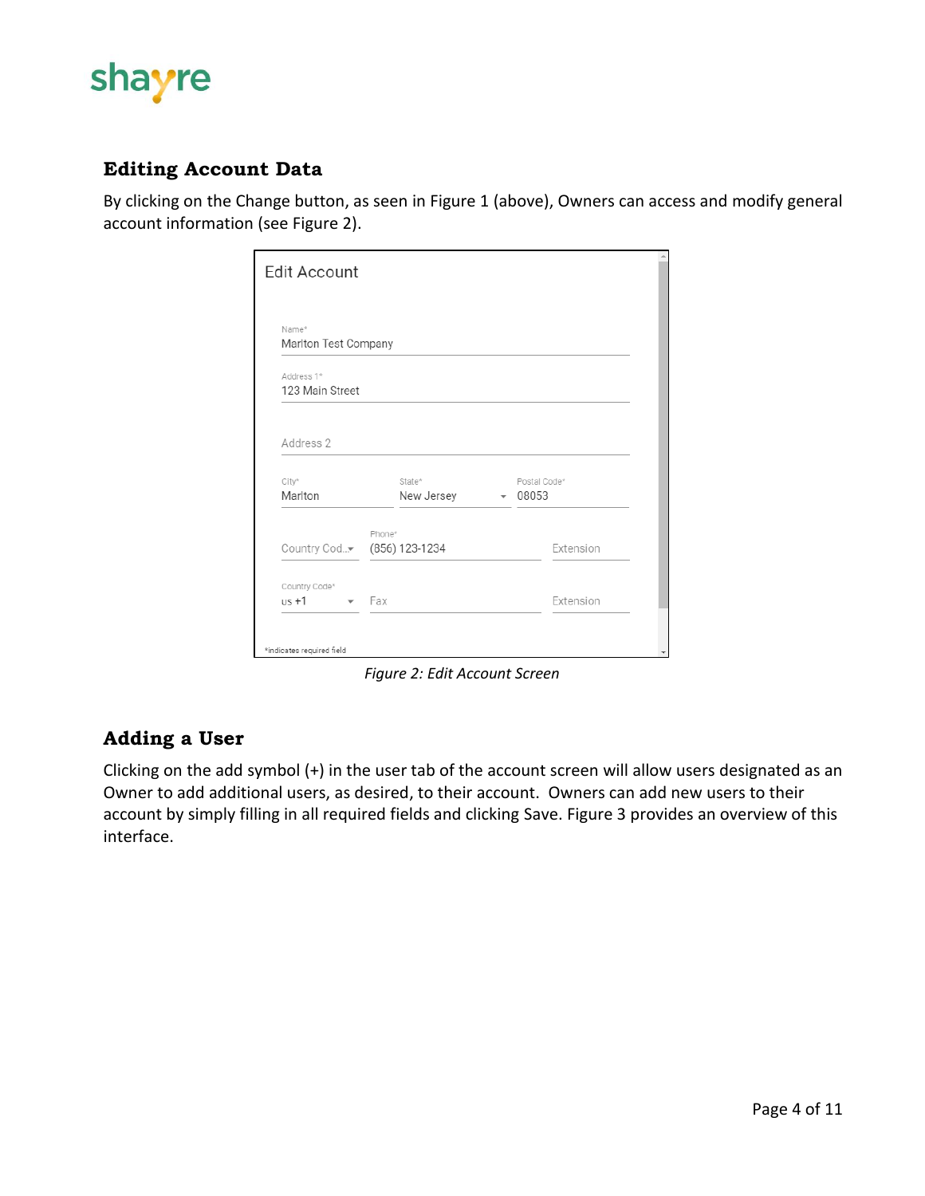## Editing Account Data

By clicking on the Change button, as seen in Figure 1 (above), Owners can access and modify general account information (see Figure 2).

*Figure 2: Edit Account Screen*

## Adding a User

Clicking on the add symbol (+) in the user tab of the account screen will allow users designated as an Owner to add additional users, as desired, to their account. Owners can add new users to their account by simply filling in all required fields and clicking Save. Figure 3 provides an overview of this interface.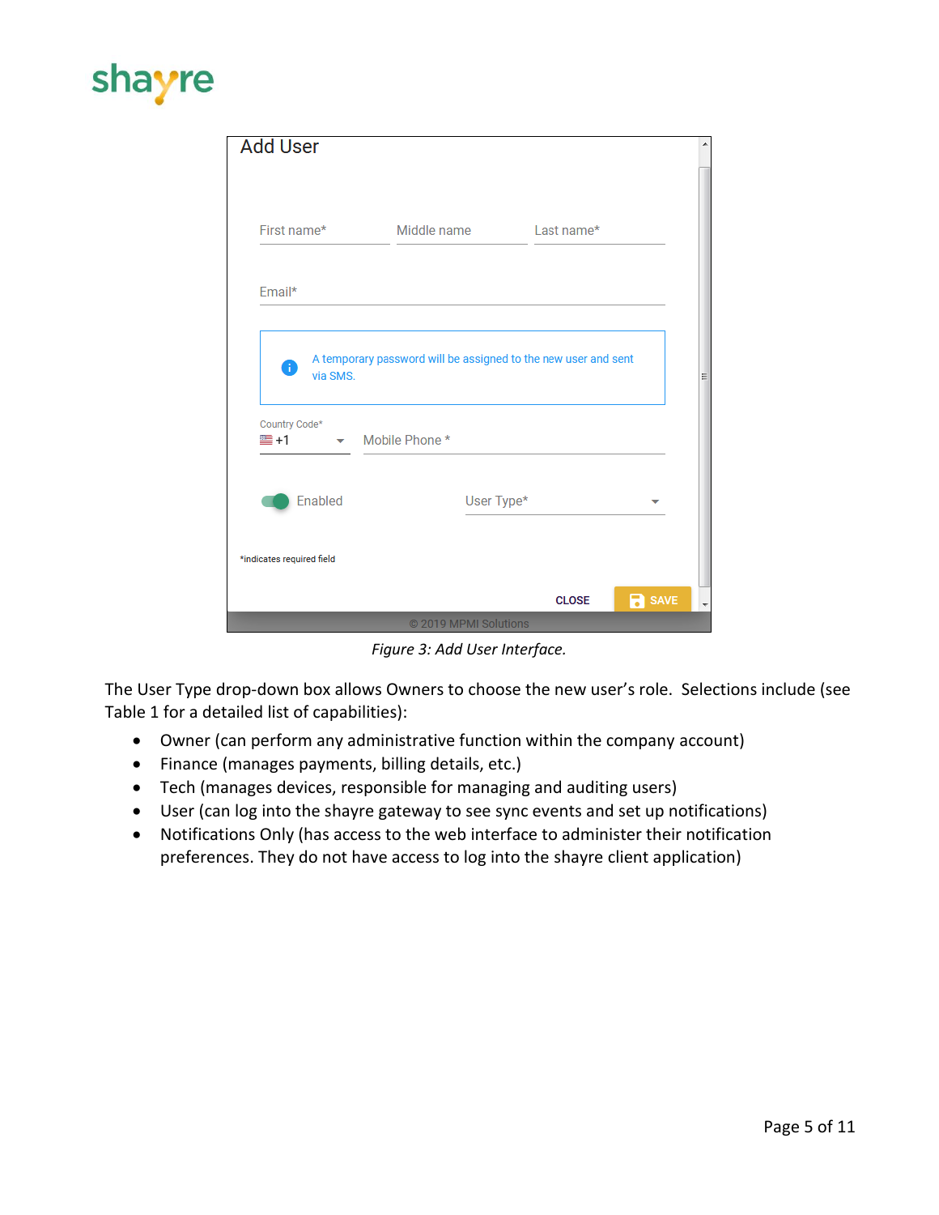*Figure 3: Add User Interface.*

The User Type drop-down box allows Owners to choose the new user's role. Selections include (see Table 1 for a detailed list of capabilities):

- Owner (can perform any administrative function within the company account)
- Finance (manages payments, billing details, etc.)
- Tech (manages devices, responsible for managing and auditing users)
- User (can log into the shayre gateway to see sync events and set up notifications)
- Notifications Only (has access to the web interface to administer their notification preferences. They do not have access to log into the shayre client application)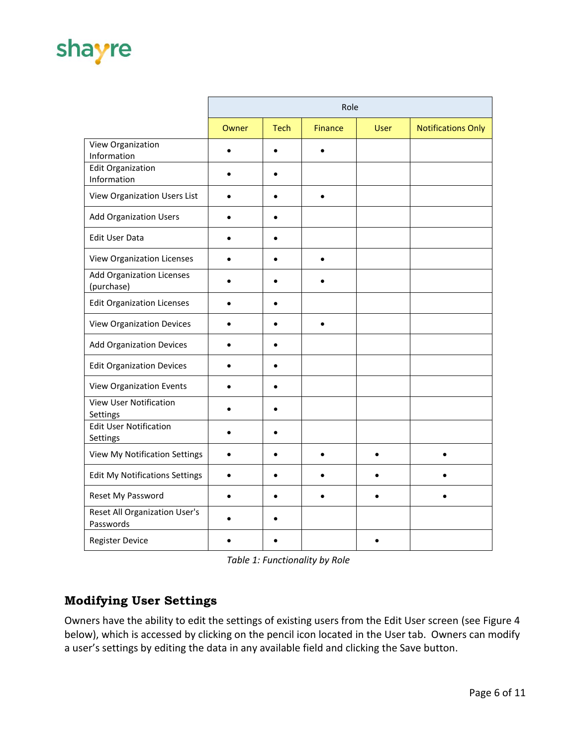| | Role | | | | |
|---|---|---|---|---|---|
| | Owner | Tech | Finance | User | Notifications Only |
| View Organization Information | • | • | • | | |
| Edit Organization Information | • | • | | | |
| View Organization Users List | • | • | • | | |
| Add Organization Users | • | • | | | |
| Edit User Data | • | • | | | |
| View Organization Licenses | • | • | • | | |
| Add Organization Licenses (purchase) | • | • | • | | |
| Edit Organization Licenses | • | • | | | |
| View Organization Devices | • | • | • | | |
| Add Organization Devices | • | • | | | |
| Edit Organization Devices | • | • | | | |
| View Organization Events | • | • | | | |
| View User Notification Settings | • | • | | | |
| Edit User Notification Settings | • | • | | | |
| View My Notification Settings | • | • | • | • | • |
| Edit My Notifications Settings | • | • | • | • | • |
| Reset My Password | • | • | • | • | • |
| Reset All Organization User's Passwords | • | • | | | |
| Register Device | • | • | | • | |

*Table 1: Functionality by Role*

## Modifying User Settings

Owners have the ability to edit the settings of existing users from the Edit User screen (see Figure 4 below), which is accessed by clicking on the pencil icon located in the User tab. Owners can modify a user's settings by editing the data in any available field and clicking the Save button.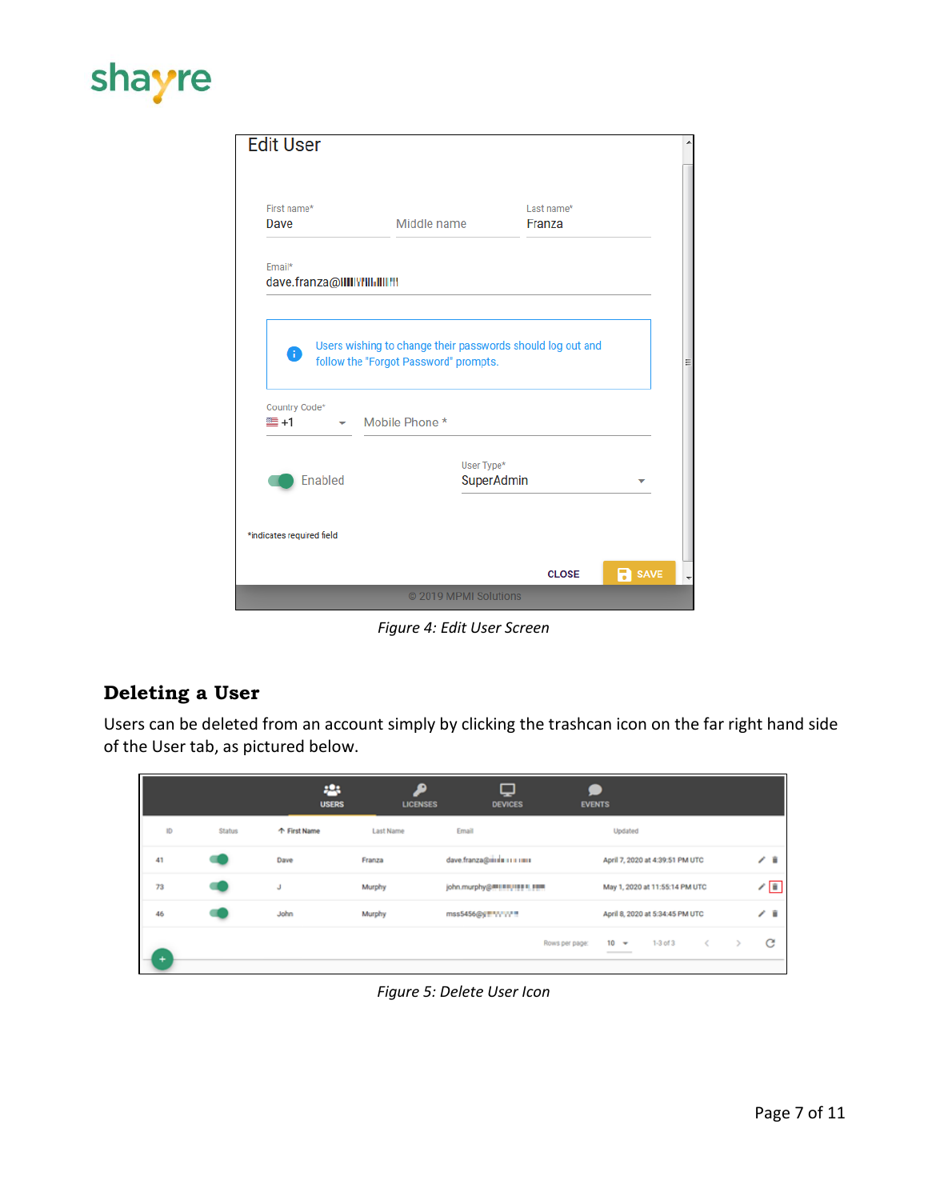Figure 4: Edit User Screen

## Deleting a User

Users can be deleted from an account simply by clicking the trashcan icon on the far right hand side of the User tab, as pictured below.

Figure 5: Delete User Icon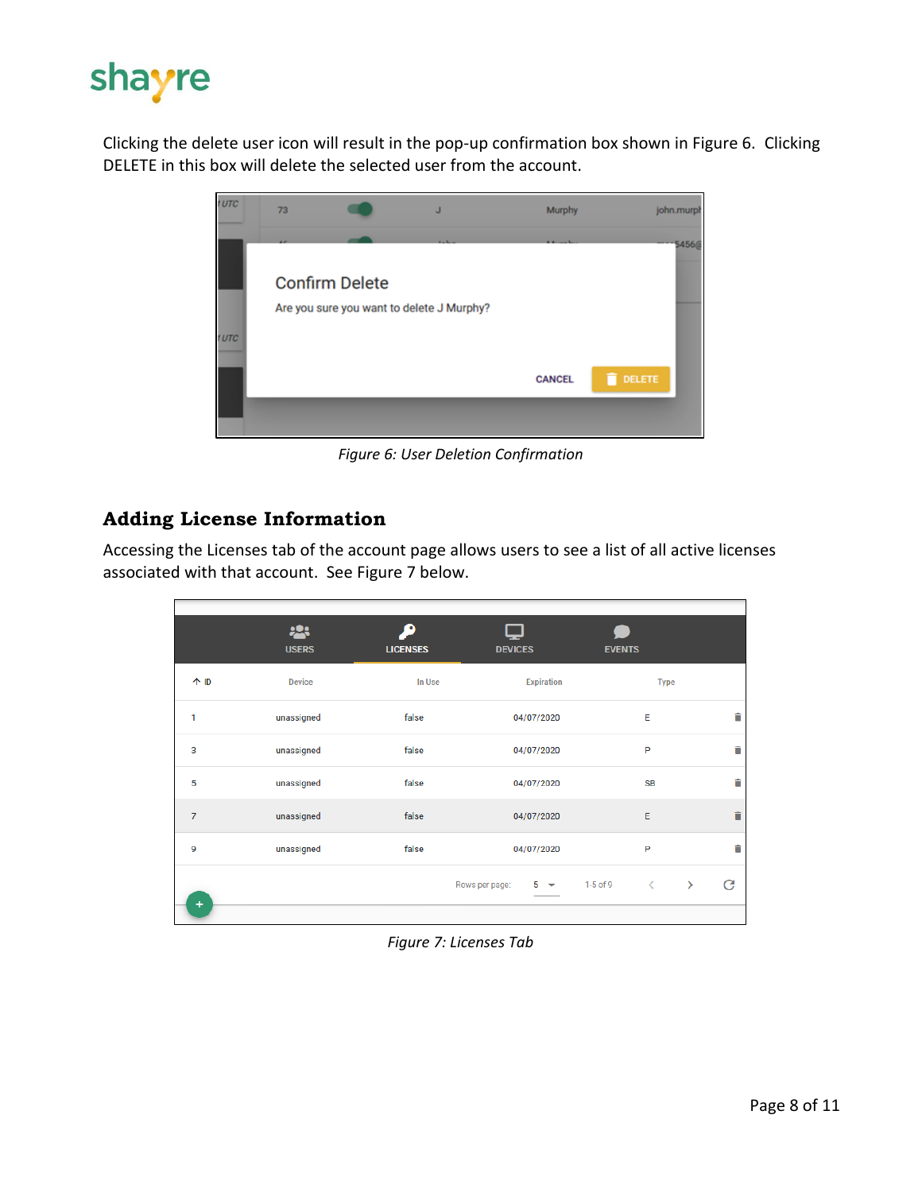Clicking the delete user icon will result in the pop-up confirmation box shown in Figure 6. Clicking DELETE in this box will delete the selected user from the account.

*Figure 6: User Deletion Confirmation*

## Adding License Information

Accessing the Licenses tab of the account page allows users to see a list of all active licenses associated with that account. See Figure 7 below.

*Figure 7: Licenses Tab*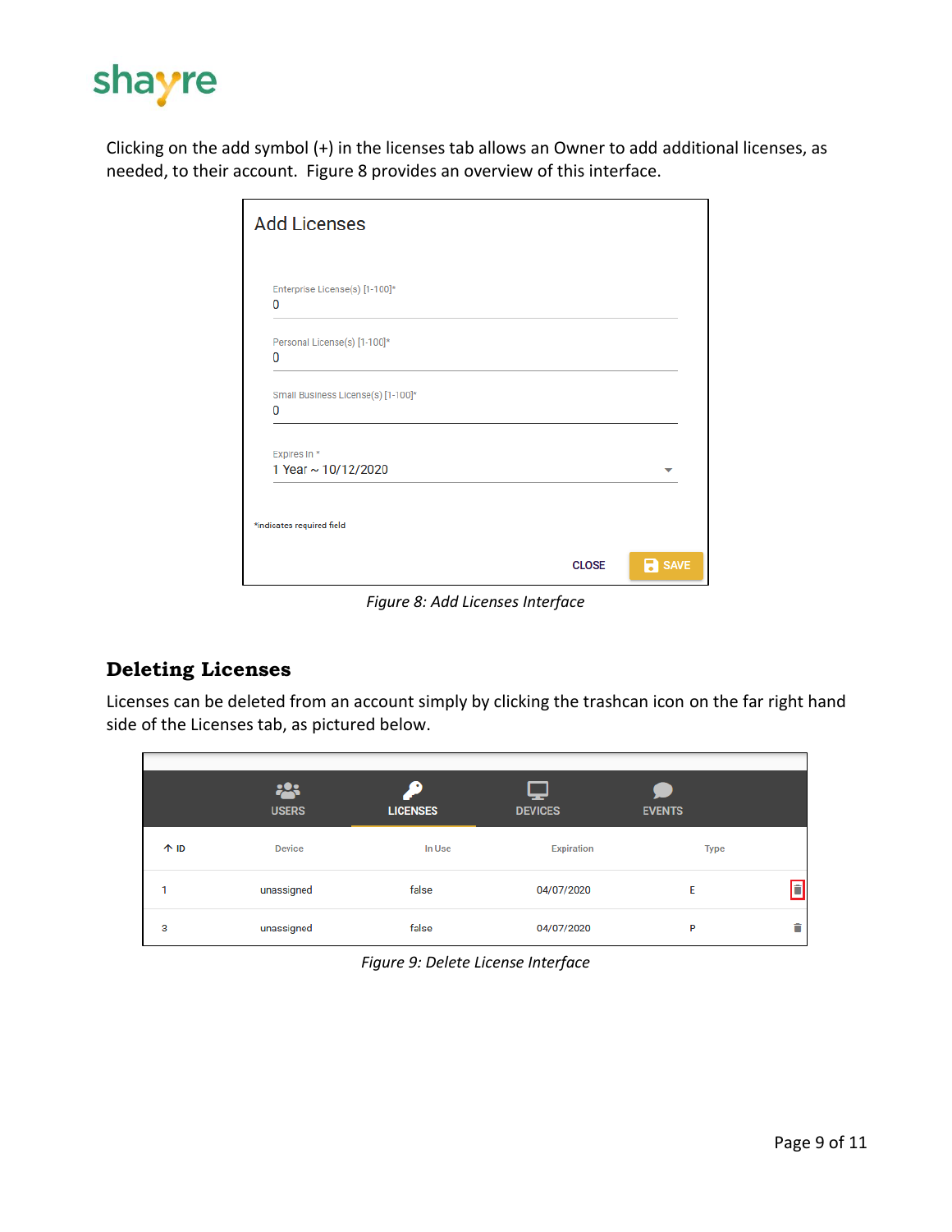Clicking on the add symbol (+) in the licenses tab allows an Owner to add additional licenses, as needed, to their account. Figure 8 provides an overview of this interface.

Add Licenses

Enterprise License(s) [1-100]*
0

Personal License(s) [1-100]*
0

Small Business License(s) [1-100]*
0

Expires In *
1 Year ~ 10/12/2020

*indicates required field

CLOSE SAVE

*Figure 8: Add Licenses Interface*

## Deleting Licenses

Licenses can be deleted from an account simply by clicking the trashcan icon on the far right hand side of the Licenses tab, as pictured below.

USERS | LICENSES | DEVICES | EVENTS

| ID | Device | In Use | Expiration | Type |
|---|---|---|---|---|
| 1 | unassigned | false | 04/07/2020 | E |
| 3 | unassigned | false | 04/07/2020 | P |

*Figure 9: Delete License Interface*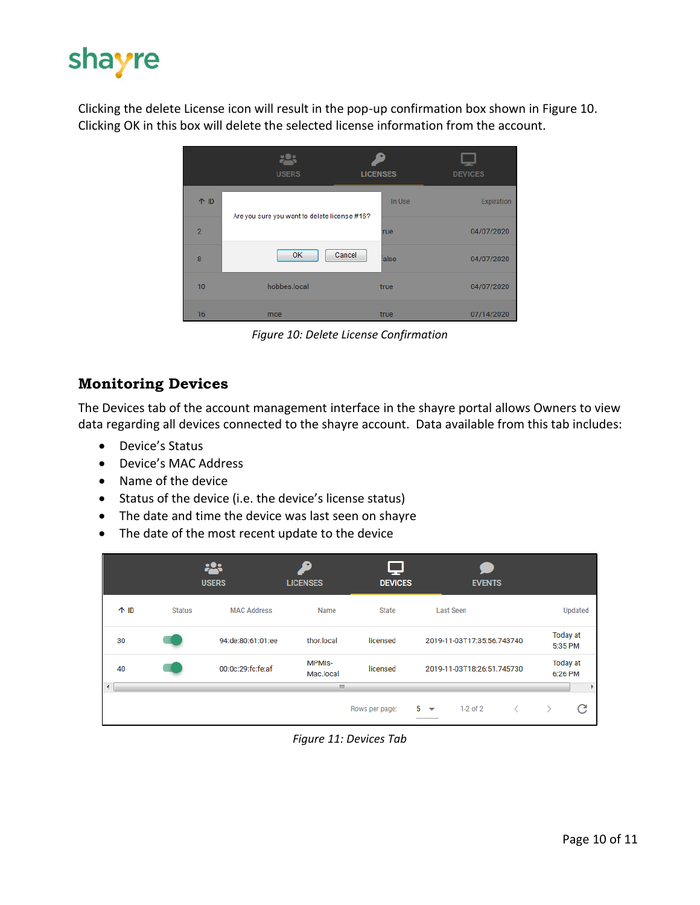Clicking the delete License icon will result in the pop-up confirmation box shown in Figure 10. Clicking OK in this box will delete the selected license information from the account.

*Figure 10: Delete License Confirmation*

## Monitoring Devices

The Devices tab of the account management interface in the shayre portal allows Owners to view data regarding all devices connected to the shayre account. Data available from this tab includes:

- Device's Status
- Device's MAC Address
- Name of the device
- Status of the device (i.e. the device's license status)
- The date and time the device was last seen on shayre
- The date of the most recent update to the device

*Figure 11: Devices Tab*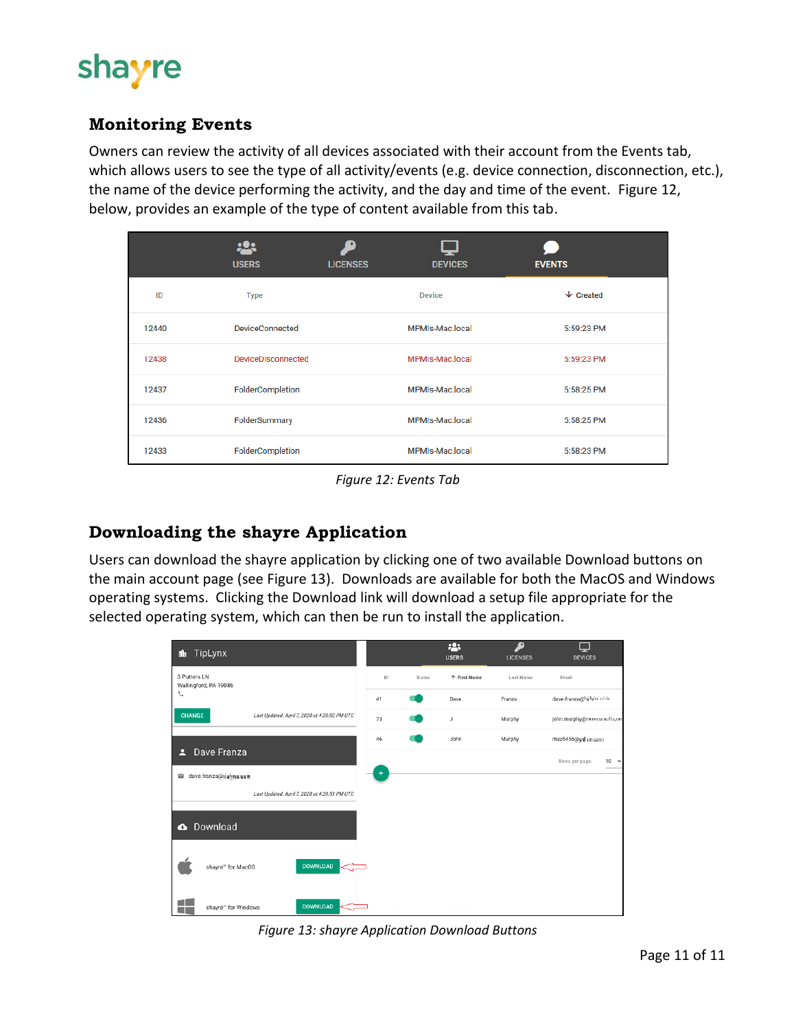## Monitoring Events

Owners can review the activity of all devices associated with their account from the Events tab, which allows users to see the type of all activity/events (e.g. device connection, disconnection, etc.), the name of the device performing the activity, and the day and time of the event. Figure 12, below, provides an example of the type of content available from this tab.

USERS LICENSES DEVICES EVENTS

| ID | Type | Device | ↓ Created |
|---|---|---|---|
| 12440 | DeviceConnected | MPMIs-Mac.local | 5:59:23 PM |
| 12438 | DeviceDisconnected | MPMIs-Mac.local | 5:59:23 PM |
| 12437 | FolderCompletion | MPMIs-Mac.local | 5:58:25 PM |
| 12436 | FolderSummary | MPMIs-Mac.local | 5:58:25 PM |
| 12433 | FolderCompletion | MPMIs-Mac.local | 5:58:23 PM |

*Figure 12: Events Tab*

## Downloading the shayre Application

Users can download the shayre application by clicking one of two available Download buttons on the main account page (see Figure 13). Downloads are available for both the MacOS and Windows operating systems. Clicking the Download link will download a setup file appropriate for the selected operating system, which can then be run to install the application.

*Figure 13: shayre Application Download Buttons*